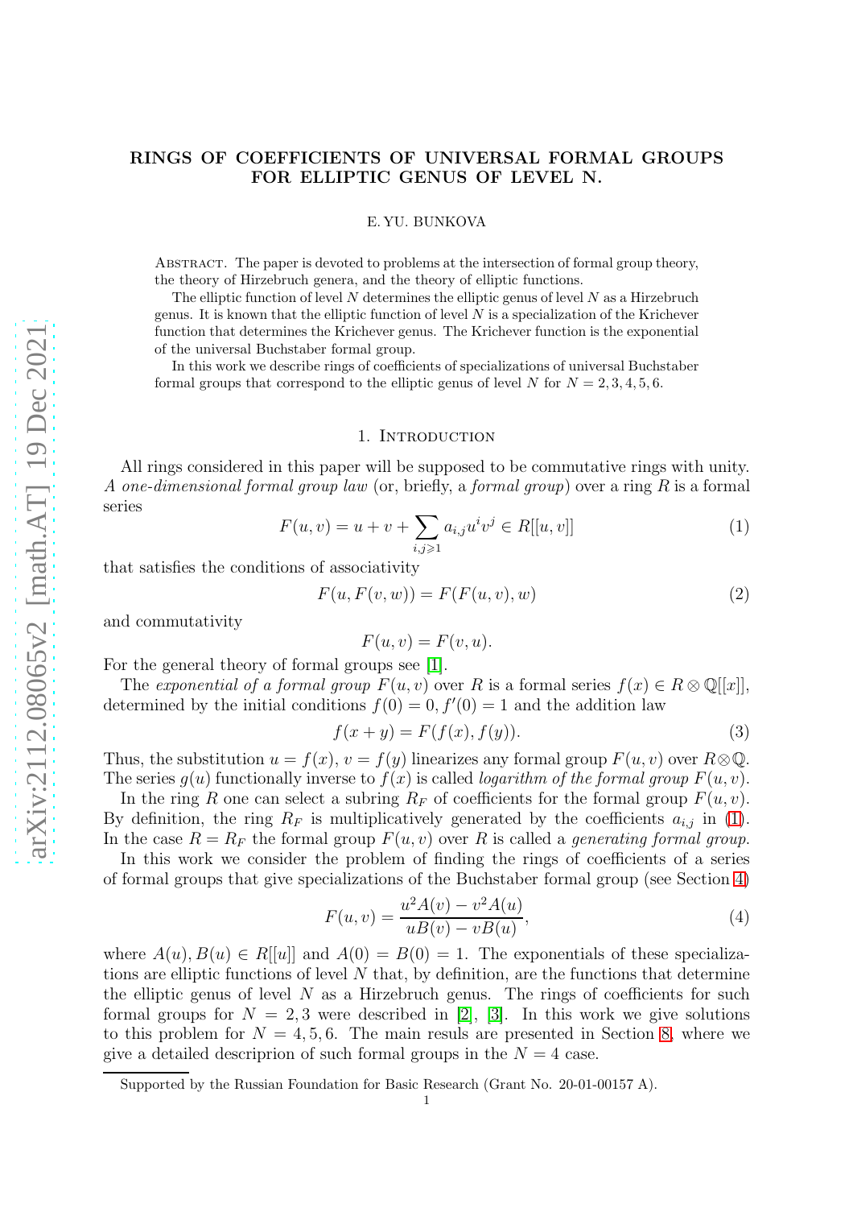# RINGS OF COEFFICIENTS OF UNIVERSAL FORMAL GROUPS FOR ELLIPTIC GENUS OF LEVEL N.

E. YU. BUNKOVA

Abstract. The paper is devoted to problems at the intersection of formal group theory, the theory of Hirzebruch genera, and the theory of elliptic functions.

The elliptic function of level $N$ determines the elliptic genus of level $N$ as a Hirzebruch genus. It is known that the elliptic function of level $N$ is a specialization of the Krichever function that determines the Krichever genus. The Krichever function is the exponential of the universal Buchstaber formal group.

In this work we describe rings of coefficients of specializations of universal Buchstaber formal groups that correspond to the elliptic genus of level $N$ for $N = 2, 3, 4, 5, 6$.

## 1. Introduction

All rings considered in this paper will be supposed to be commutative rings with unity. A *one-dimensional formal group law* (or, briefly, a *formal group*) over a ring $R$ is a formal series

$$F(u, v) = u + v + \sum_{i,j \geqslant 1} a_{i,j} u^i v^j \in R[[u, v]] \tag{1}$$

that satisfies the conditions of associativity

$$F(u, F(v, w)) = F(F(u, v), w) \tag{2}$$

and commutativity

$$F(u, v) = F(v, u).$$

For the general theory of formal groups see [1].

The *exponential of a formal group* $F(u, v)$ over $R$ is a formal series $f(x) \in R \otimes \mathbb{Q}[[x]]$, determined by the initial conditions $f(0) = 0, f'(0) = 1$ and the addition law

$$f(x + y) = F(f(x), f(y)). \tag{3}$$

Thus, the substitution $u = f(x)$, $v = f(y)$ linearizes any formal group $F(u, v)$ over $R \otimes \mathbb{Q}$. The series $g(u)$ functionally inverse to $f(x)$ is called *logarithm of the formal group* $F(u, v)$.

In the ring $R$ one can select a subring $R_F$ of coefficients for the formal group $F(u, v)$. By definition, the ring $R_F$ is multiplicatively generated by the coefficients $a_{i,j}$ in (1). In the case $R = R_F$ the formal group $F(u, v)$ over $R$ is called a *generating formal group*.

In this work we consider the problem of finding the rings of coefficients of a series of formal groups that give specializations of the Buchstaber formal group (see Section 4)

$$F(u, v) = \frac{u^2 A(v) - v^2 A(u)}{u B(v) - v B(u)}, \tag{4}$$

where $A(u), B(u) \in R[[u]]$ and $A(0) = B(0) = 1$. The exponentials of these specializations are elliptic functions of level $N$ that, by definition, are the functions that determine the elliptic genus of level $N$ as a Hirzebruch genus. The rings of coefficients for such formal groups for $N = 2, 3$ were described in [2], [3]. In this work we give solutions to this problem for $N = 4, 5, 6$. The main resuls are presented in Section 8, where we give a detailed descriprion of such formal groups in the $N = 4$ case.

Supported by the Russian Foundation for Basic Research (Grant No. 20-01-00157 A).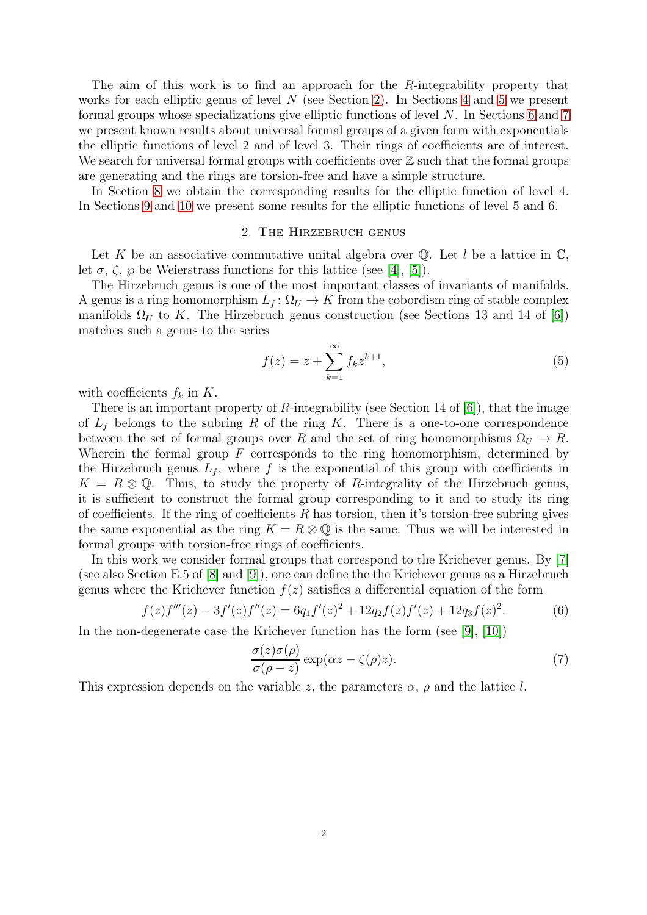The aim of this work is to find an approach for the $R$-integrability property that works for each elliptic genus of level $N$ (see Section 2). In Sections 4 and 5 we present formal groups whose specializations give elliptic functions of level $N$. In Sections 6 and 7 we present known results about universal formal groups of a given form with exponentials the elliptic functions of level 2 and of level 3. Their rings of coefficients are of interest. We search for universal formal groups with coefficients over $\mathbb{Z}$ such that the formal groups are generating and the rings are torsion-free and have a simple structure.

In Section 8 we obtain the corresponding results for the elliptic function of level 4. In Sections 9 and 10 we present some results for the elliptic functions of level 5 and 6.

## 2. The Hirzebruch genus

Let $K$ be an associative commutative unital algebra over $\mathbb{Q}$. Let $l$ be a lattice in $\mathbb{C}$, let $\sigma$, $\zeta$, $\wp$ be Weierstrass functions for this lattice (see [4], [5]).

The Hirzebruch genus is one of the most important classes of invariants of manifolds. A genus is a ring homomorphism $L_f\colon \Omega_U \to K$ from the cobordism ring of stable complex manifolds $\Omega_U$ to $K$. The Hirzebruch genus construction (see Sections 13 and 14 of [6]) matches such a genus to the series

$$f(z) = z + \sum_{k=1}^{\infty} f_k z^{k+1}, \tag{5}$$

with coefficients $f_k$ in $K$.

There is an important property of $R$-integrability (see Section 14 of [6]), that the image of $L_f$ belongs to the subring $R$ of the ring $K$. There is a one-to-one correspondence between the set of formal groups over $R$ and the set of ring homomorphisms $\Omega_U \to R$. Wherein the formal group $F$ corresponds to the ring homomorphism, determined by the Hirzebruch genus $L_f$, where $f$ is the exponential of this group with coefficients in $K = R \otimes \mathbb{Q}$. Thus, to study the property of $R$-integrality of the Hirzebruch genus, it is sufficient to construct the formal group corresponding to it and to study its ring of coefficients. If the ring of coefficients $R$ has torsion, then it's torsion-free subring gives the same exponential as the ring $K = R \otimes \mathbb{Q}$ is the same. Thus we will be interested in formal groups with torsion-free rings of coefficients.

In this work we consider formal groups that correspond to the Krichever genus. By [7] (see also Section E.5 of [8] and [9]), one can define the the Krichever genus as a Hirzebruch genus where the Krichever function $f(z)$ satisfies a differential equation of the form

$$f(z)f'''(z) - 3f'(z)f''(z) = 6q_1 f'(z)^2 + 12q_2 f(z)f'(z) + 12q_3 f(z)^2. \tag{6}$$

In the non-degenerate case the Krichever function has the form (see [9], [10])

$$\frac{\sigma(z)\sigma(\rho)}{\sigma(\rho - z)} \exp(\alpha z - \zeta(\rho)z). \tag{7}$$

This expression depends on the variable $z$, the parameters $\alpha$, $\rho$ and the lattice $l$.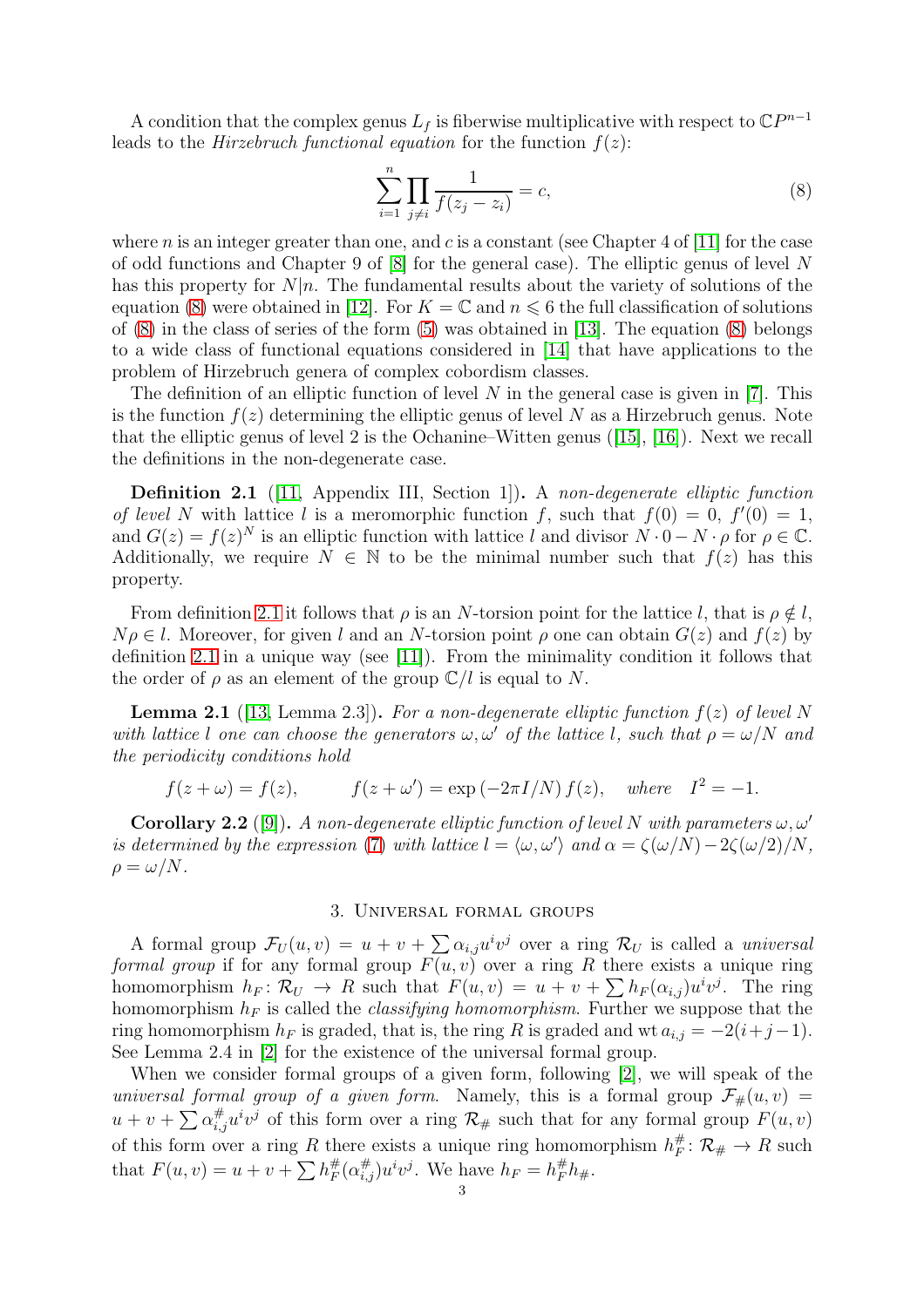A condition that the complex genus $L_f$ is fiberwise multiplicative with respect to $\mathbb{C}P^{n-1}$ leads to the *Hirzebruch functional equation* for the function $f(z)$:

$$\sum_{i=1}^{n} \prod_{j \neq i} \frac{1}{f(z_j - z_i)} = c, \tag{8}$$

where $n$ is an integer greater than one, and $c$ is a constant (see Chapter 4 of [11] for the case of odd functions and Chapter 9 of [8] for the general case). The elliptic genus of level $N$ has this property for $N|n$. The fundamental results about the variety of solutions of the equation (8) were obtained in [12]. For $K = \mathbb{C}$ and $n \leqslant 6$ the full classification of solutions of (8) in the class of series of the form (5) was obtained in [13]. The equation (8) belongs to a wide class of functional equations considered in [14] that have applications to the problem of Hirzebruch genera of complex cobordism classes.

The definition of an elliptic function of level $N$ in the general case is given in [7]. This is the function $f(z)$ determining the elliptic genus of level $N$ as a Hirzebruch genus. Note that the elliptic genus of level 2 is the Ochanine–Witten genus ([15], [16]). Next we recall the definitions in the non-degenerate case.

**Definition 2.1** ([11, Appendix III, Section 1])**.** *A non-degenerate elliptic function of level* $N$ with lattice $l$ is a meromorphic function $f$, such that $f(0) = 0$, $f'(0) = 1$, and $G(z) = f(z)^N$ is an elliptic function with lattice $l$ and divisor $N \cdot 0 - N \cdot \rho$ for $\rho \in \mathbb{C}$. Additionally, we require $N \in \mathbb{N}$ to be the minimal number such that $f(z)$ has this property.

From definition 2.1 it follows that $\rho$ is an $N$-torsion point for the lattice $l$, that is $\rho \notin l$, $N\rho \in l$. Moreover, for given $l$ and an $N$-torsion point $\rho$ one can obtain $G(z)$ and $f(z)$ by definition 2.1 in a unique way (see [11]). From the minimality condition it follows that the order of $\rho$ as an element of the group $\mathbb{C}/l$ is equal to $N$.

**Lemma 2.1** ([13, Lemma 2.3])**.** *For a non-degenerate elliptic function $f(z)$ of level $N$ with lattice $l$ one can choose the generators $\omega, \omega'$ of the lattice $l$, such that $\rho = \omega/N$ and the periodicity conditions hold*

$$f(z + \omega) = f(z), \qquad f(z + \omega') = \exp\left(-2\pi I/N\right) f(z), \quad \textit{where} \quad I^2 = -1.$$

**Corollary 2.2** ([9])**.** *A non-degenerate elliptic function of level $N$ with parameters $\omega, \omega'$ is determined by the expression (7) with lattice $l = \langle \omega, \omega' \rangle$ and $\alpha = \zeta(\omega/N) - 2\zeta(\omega/2)/N$, $\rho = \omega/N$.*

## 3. Universal formal groups

A formal group $\mathcal{F}_U(u, v) = u + v + \sum \alpha_{i,j} u^i v^j$ over a ring $\mathcal{R}_U$ is called a *universal formal group* if for any formal group $F(u, v)$ over a ring $R$ there exists a unique ring homomorphism $h_F \colon \mathcal{R}_U \to R$ such that $F(u, v) = u + v + \sum h_F(\alpha_{i,j}) u^i v^j$. The ring homomorphism $h_F$ is called the *classifying homomorphism*. Further we suppose that the ring homomorphism $h_F$ is graded, that is, the ring $R$ is graded and $\operatorname{wt} a_{i,j} = -2(i+j-1)$. See Lemma 2.4 in [2] for the existence of the universal formal group.

When we consider formal groups of a given form, following [2], we will speak of the *universal formal group of a given form*. Namely, this is a formal group $\mathcal{F}_\#(u, v) = u + v + \sum \alpha_{i,j}^{\#} u^i v^j$ of this form over a ring $\mathcal{R}_\#$ such that for any formal group $F(u, v)$ of this form over a ring $R$ there exists a unique ring homomorphism $h_F^{\#} \colon \mathcal{R}_\# \to R$ such that $F(u, v) = u + v + \sum h_F^{\#}(\alpha_{i,j}^{\#}) u^i v^j$. We have $h_F = h_F^{\#} h_\#$.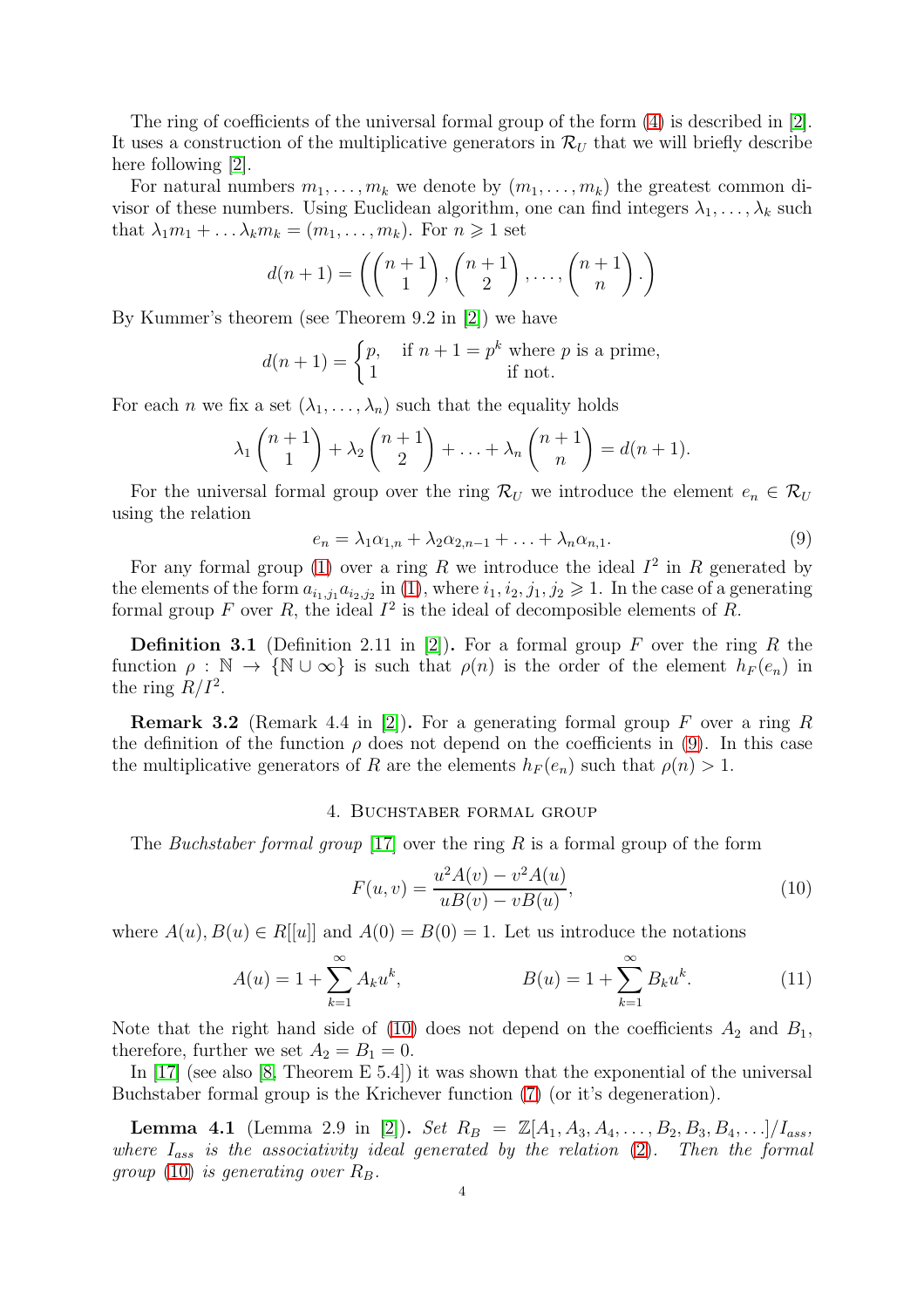The ring of coefficients of the universal formal group of the form (4) is described in [2]. It uses a construction of the multiplicative generators in $\mathcal{R}_U$ that we will briefly describe here following [2].

For natural numbers $m_1, \ldots, m_k$ we denote by $(m_1, \ldots, m_k)$ the greatest common divisor of these numbers. Using Euclidean algorithm, one can find integers $\lambda_1, \ldots, \lambda_k$ such that $\lambda_1 m_1 + \ldots \lambda_k m_k = (m_1, \ldots, m_k)$. For $n \geqslant 1$ set

$$d(n+1) = \left( \binom{n+1}{1}, \binom{n+1}{2}, \ldots, \binom{n+1}{n}. \right)$$

By Kummer's theorem (see Theorem 9.2 in [2]) we have

$$d(n+1) = \begin{cases} p, & \text{if } n+1 = p^k \text{ where } p \text{ is a prime,} \\ 1 & \text{if not.} \end{cases}$$

For each $n$ we fix a set $(\lambda_1, \ldots, \lambda_n)$ such that the equality holds

$$\lambda_1 \binom{n+1}{1} + \lambda_2 \binom{n+1}{2} + \ldots + \lambda_n \binom{n+1}{n} = d(n+1).$$

For the universal formal group over the ring $\mathcal{R}_U$ we introduce the element $e_n \in \mathcal{R}_U$ using the relation

$$e_n = \lambda_1 \alpha_{1,n} + \lambda_2 \alpha_{2,n-1} + \ldots + \lambda_n \alpha_{n,1}. \tag{9}$$

For any formal group (1) over a ring $R$ we introduce the ideal $I^2$ in $R$ generated by the elements of the form $a_{i_1,j_1} a_{i_2,j_2}$ in (1), where $i_1, i_2, j_1, j_2 \geqslant 1$. In the case of a generating formal group $F$ over $R$, the ideal $I^2$ is the ideal of decomposible elements of $R$.

**Definition 3.1** (Definition 2.11 in [2])**.** For a formal group $F$ over the ring $R$ the function $\rho : \mathbb{N} \to \{\mathbb{N} \cup \infty\}$ is such that $\rho(n)$ is the order of the element $h_F(e_n)$ in the ring $R/I^2$.

**Remark 3.2** (Remark 4.4 in [2])**.** For a generating formal group $F$ over a ring $R$ the definition of the function $\rho$ does not depend on the coefficients in (9). In this case the multiplicative generators of $R$ are the elements $h_F(e_n)$ such that $\rho(n) > 1$.

## 4. Buchstaber formal group

The *Buchstaber formal group* [17] over the ring $R$ is a formal group of the form

$$F(u, v) = \frac{u^2 A(v) - v^2 A(u)}{u B(v) - v B(u)}, \tag{10}$$

where $A(u), B(u) \in R[[u]]$ and $A(0) = B(0) = 1$. Let us introduce the notations

$$A(u) = 1 + \sum_{k=1}^{\infty} A_k u^k, \qquad\qquad B(u) = 1 + \sum_{k=1}^{\infty} B_k u^k. \tag{11}$$

Note that the right hand side of (10) does not depend on the coefficients $A_2$ and $B_1$, therefore, further we set $A_2 = B_1 = 0$.

In [17] (see also [8, Theorem E 5.4]) it was shown that the exponential of the universal Buchstaber formal group is the Krichever function (7) (or it's degeneration).

**Lemma 4.1** (Lemma 2.9 in [2])**.** *Set $R_B = \mathbb{Z}[A_1, A_3, A_4, \ldots, B_2, B_3, B_4, \ldots]/I_{ass}$, where $I_{ass}$ is the associativity ideal generated by the relation (2). Then the formal group (10) is generating over $R_B$.*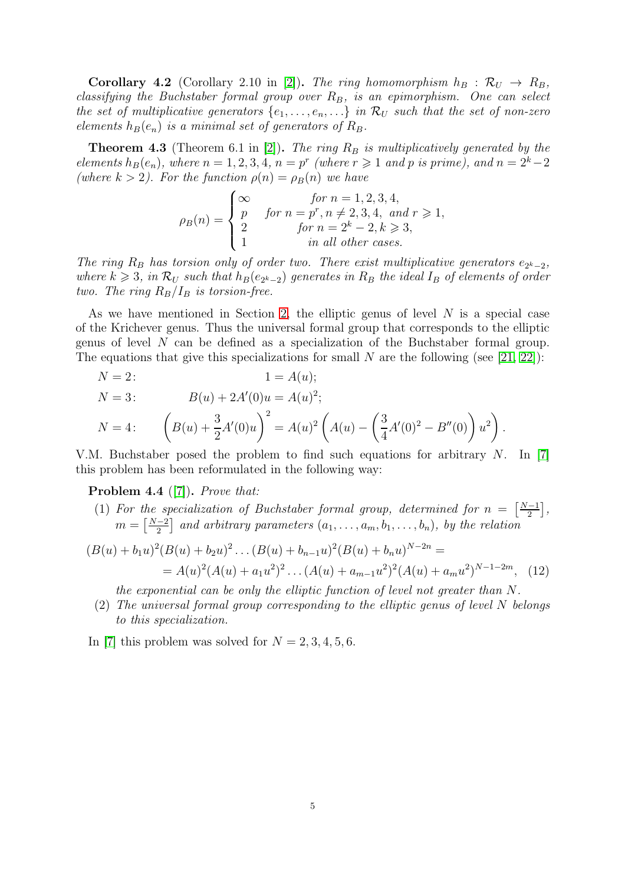**Corollary 4.2** (Corollary 2.10 in [2]). *The ring homomorphism $h_B : \mathcal{R}_U \to R_B$, classifying the Buchstaber formal group over $R_B$, is an epimorphism. One can select the set of multiplicative generators $\{e_1, \ldots, e_n, \ldots\}$ in $\mathcal{R}_U$ such that the set of non-zero elements $h_B(e_n)$ is a minimal set of generators of $R_B$.*

**Theorem 4.3** (Theorem 6.1 in [2]). *The ring $R_B$ is multiplicatively generated by the elements $h_B(e_n)$, where $n = 1, 2, 3, 4$, $n = p^r$ (where $r \geqslant 1$ and $p$ is prime), and $n = 2^k - 2$ (where $k > 2$). For the function $\rho(n) = \rho_B(n)$ we have*

$$\rho_B(n) = \begin{cases} \infty & \text{for } n = 1, 2, 3, 4, \\ p & \text{for } n = p^r, n \neq 2, 3, 4, \text{ and } r \geqslant 1, \\ 2 & \text{for } n = 2^k - 2, k \geqslant 3, \\ 1 & \text{in all other cases.} \end{cases}$$

*The ring $R_B$ has torsion only of order two. There exist multiplicative generators $e_{2^k-2}$, where $k \geqslant 3$, in $\mathcal{R}_U$ such that $h_B(e_{2^k-2})$ generates in $R_B$ the ideal $I_B$ of elements of order two. The ring $R_B/I_B$ is torsion-free.*

As we have mentioned in Section 2, the elliptic genus of level $N$ is a special case of the Krichever genus. Thus the universal formal group that corresponds to the elliptic genus of level $N$ can be defined as a specialization of the Buchstaber formal group. The equations that give this specializations for small $N$ are the following (see [21, 22]):

$$N = 2: \qquad 1 = A(u);$$

$$N = 3: \qquad B(u) + 2A'(0)u = A(u)^2;$$

$$N = 4: \qquad \left(B(u) + \frac{3}{2}A'(0)u\right)^2 = A(u)^2\left(A(u) - \left(\frac{3}{4}A'(0)^2 - B''(0)\right)u^2\right).$$

V.M. Buchstaber posed the problem to find such equations for arbitrary $N$. In [7] this problem has been reformulated in the following way:

**Problem 4.4** ([7]). *Prove that:*

1. *For the specialization of Buchstaber formal group, determined for $n = \left[\frac{N-1}{2}\right]$, $m = \left[\frac{N-2}{2}\right]$ and arbitrary parameters $(a_1, \ldots, a_m, b_1, \ldots, b_n)$, by the relation*

$$(B(u) + b_1 u)^2 (B(u) + b_2 u)^2 \ldots (B(u) + b_{n-1} u)^2 (B(u) + b_n u)^{N-2n} =$$
$$= A(u)^2 (A(u) + a_1 u^2)^2 \ldots (A(u) + a_{m-1} u^2)^2 (A(u) + a_m u^2)^{N-1-2m}, \quad (12)$$

   *the exponential can be only the elliptic function of level not greater than $N$.*

2. *The universal formal group corresponding to the elliptic genus of level $N$ belongs to this specialization.*

In [7] this problem was solved for $N = 2, 3, 4, 5, 6$.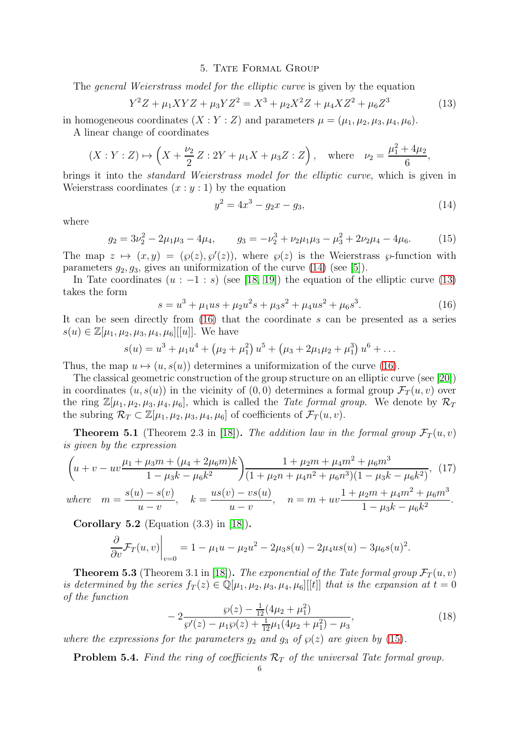## 5. Tate Formal Group

The *general Weierstrass model for the elliptic curve* is given by the equation

$$Y^2Z + \mu_1 XYZ + \mu_3 YZ^2 = X^3 + \mu_2 X^2 Z + \mu_4 XZ^2 + \mu_6 Z^3 \tag{13}$$

in homogeneous coordinates $(X : Y : Z)$ and parameters $\mu = (\mu_1, \mu_2, \mu_3, \mu_4, \mu_6)$.

A linear change of coordinates

$$(X : Y : Z) \mapsto \left(X + \frac{\nu_2}{2}\, Z : 2Y + \mu_1 X + \mu_3 Z : Z\right), \quad \text{where} \quad \nu_2 = \frac{\mu_1^2 + 4\mu_2}{6},$$

brings it into the *standard Weierstrass model for the elliptic curve*, which is given in Weierstrass coordinates $(x : y : 1)$ by the equation

$$y^2 = 4x^3 - g_2 x - g_3, \tag{14}$$

where

$$g_2 = 3\nu_2^2 - 2\mu_1\mu_3 - 4\mu_4, \qquad g_3 = -\nu_2^3 + \nu_2\mu_1\mu_3 - \mu_3^2 + 2\nu_2\mu_4 - 4\mu_6. \tag{15}$$

The map $z \mapsto (x, y) = (\wp(z), \wp'(z))$, where $\wp(z)$ is the Weierstrass $\wp$-function with parameters $g_2, g_3$, gives an uniformization of the curve (14) (see [5]).

In Tate coordinates $(u : -1 : s)$ (see [18, 19]) the equation of the elliptic curve (13) takes the form

$$s = u^3 + \mu_1 us + \mu_2 u^2 s + \mu_3 s^2 + \mu_4 us^2 + \mu_6 s^3. \tag{16}$$

It can be seen directly from (16) that the coordinate $s$ can be presented as a series $s(u) \in \mathbb{Z}[\mu_1, \mu_2, \mu_3, \mu_4, \mu_6][[u]]$. We have

$$s(u) = u^3 + \mu_1 u^4 + \left(\mu_2 + \mu_1^2\right) u^5 + \left(\mu_3 + 2\mu_1\mu_2 + \mu_1^3\right) u^6 + \dots$$

Thus, the map $u \mapsto (u, s(u))$ determines a uniformization of the curve (16).

The classical geometric construction of the group structure on an elliptic curve (see [20]) in coordinates $(u, s(u))$ in the vicinity of $(0, 0)$ determines a formal group $\mathcal{F}_T(u, v)$ over the ring $\mathbb{Z}[\mu_1, \mu_2, \mu_3, \mu_4, \mu_6]$, which is called the *Tate formal group*. We denote by $\mathcal{R}_T$ the subring $\mathcal{R}_T \subset \mathbb{Z}[\mu_1, \mu_2, \mu_3, \mu_4, \mu_6]$ of coefficients of $\mathcal{F}_T(u, v)$.

**Theorem 5.1** (Theorem 2.3 in [18]). *The addition law in the formal group $\mathcal{F}_T(u, v)$ is given by the expression*

$$\left(u + v - uv\frac{\mu_1 + \mu_3 m + (\mu_4 + 2\mu_6 m)k}{1 - \mu_3 k - \mu_6 k^2}\right)\frac{1 + \mu_2 m + \mu_4 m^2 + \mu_6 m^3}{(1 + \mu_2 n + \mu_4 n^2 + \mu_6 n^3)(1 - \mu_3 k - \mu_6 k^2)}, \tag{17}$$

*where* $\quad m = \dfrac{s(u) - s(v)}{u - v}, \quad k = \dfrac{us(v) - vs(u)}{u - v}, \quad n = m + uv\dfrac{1 + \mu_2 m + \mu_4 m^2 + \mu_6 m^3}{1 - \mu_3 k - \mu_6 k^2}.$

**Corollary 5.2** (Equation (3.3) in [18]).

$$\left.\frac{\partial}{\partial v}\mathcal{F}_T(u, v)\right|_{v=0} = 1 - \mu_1 u - \mu_2 u^2 - 2\mu_3 s(u) - 2\mu_4 us(u) - 3\mu_6 s(u)^2.$$

**Theorem 5.3** (Theorem 3.1 in [18]). *The exponential of the Tate formal group $\mathcal{F}_T(u, v)$ is determined by the series $f_T(z) \in \mathbb{Q}[\mu_1, \mu_2, \mu_3, \mu_4, \mu_6][[t]]$ that is the expansion at $t = 0$ of the function*

$$-2\frac{\wp(z) - \frac{1}{12}(4\mu_2 + \mu_1^2)}{\wp'(z) - \mu_1\wp(z) + \frac{1}{12}\mu_1(4\mu_2 + \mu_1^2) - \mu_3}, \tag{18}$$

*where the expressions for the parameters $g_2$ and $g_3$ of $\wp(z)$ are given by (15).*

**Problem 5.4.** *Find the ring of coefficients $\mathcal{R}_T$ of the universal Tate formal group.*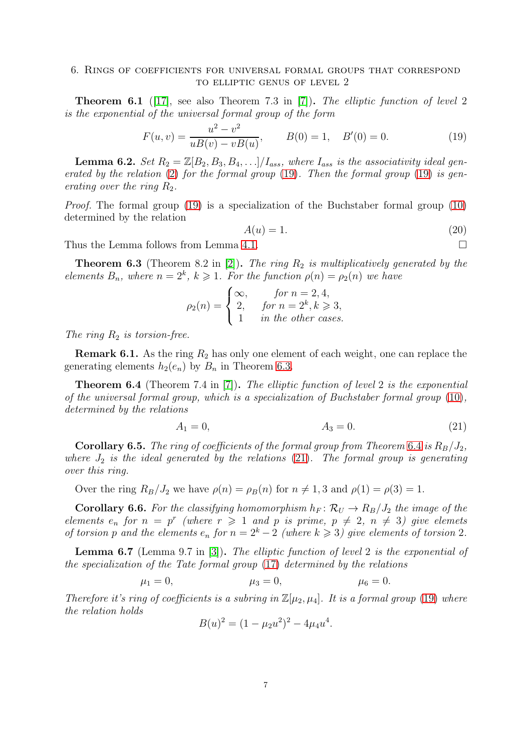## 6. Rings of coefficients for universal formal groups that correspond to elliptic genus of level 2

**Theorem 6.1** ([17], see also Theorem 7.3 in [7])**.** *The elliptic function of level 2 is the exponential of the universal formal group of the form*

$$F(u,v) = \frac{u^2 - v^2}{uB(v) - vB(u)}, \qquad B(0) = 1, \quad B'(0) = 0. \tag{19}$$

**Lemma 6.2.** *Set $R_2 = \mathbb{Z}[B_2, B_3, B_4, \ldots]/I_{ass}$, where $I_{ass}$ is the associativity ideal generated by the relation (2) for the formal group (19). Then the formal group (19) is generating over the ring $R_2$.*

*Proof.* The formal group (19) is a specialization of the Buchstaber formal group (10) determined by the relation

$$A(u) = 1. \tag{20}$$

Thus the Lemma follows from Lemma 4.1. □

**Theorem 6.3** (Theorem 8.2 in [2])**.** *The ring $R_2$ is multiplicatively generated by the elements $B_n$, where $n = 2^k$, $k \geqslant 1$. For the function $\rho(n) = \rho_2(n)$ we have*

$$\rho_2(n) = \begin{cases} \infty, & \text{for } n = 2, 4, \\ 2, & \text{for } n = 2^k, k \geqslant 3, \\ 1 & \text{in the other cases.} \end{cases}$$

*The ring $R_2$ is torsion-free.*

**Remark 6.1.** As the ring $R_2$ has only one element of each weight, one can replace the generating elements $h_2(e_n)$ by $B_n$ in Theorem 6.3.

**Theorem 6.4** (Theorem 7.4 in [7])**.** *The elliptic function of level 2 is the exponential of the universal formal group, which is a specialization of Buchstaber formal group (10), determined by the relations*

$$A_1 = 0, \qquad\qquad A_3 = 0. \tag{21}$$

**Corollary 6.5.** *The ring of coefficients of the formal group from Theorem 6.4 is $R_B/J_2$, where $J_2$ is the ideal generated by the relations (21). The formal group is generating over this ring.*

Over the ring $R_B/J_2$ we have $\rho(n) = \rho_B(n)$ for $n \neq 1, 3$ and $\rho(1) = \rho(3) = 1$.

**Corollary 6.6.** *For the classifying homomorphism $h_F \colon \mathcal{R}_U \to R_B/J_2$ the image of the elements $e_n$ for $n = p^r$ (where $r \geqslant 1$ and $p$ is prime, $p \neq 2$, $n \neq 3$) give elemets of torsion $p$ and the elements $e_n$ for $n = 2^k - 2$ (where $k \geqslant 3$) give elements of torsion 2.*

**Lemma 6.7** (Lemma 9.7 in [3])**.** *The elliptic function of level 2 is the exponential of the specialization of the Tate formal group (17) determined by the relations*

$$\mu_1 = 0, \qquad\qquad \mu_3 = 0, \qquad\qquad \mu_6 = 0.$$

*Therefore it's ring of coefficients is a subring in $\mathbb{Z}[\mu_2, \mu_4]$. It is a formal group (19) where the relation holds*

$$B(u)^2 = (1 - \mu_2 u^2)^2 - 4\mu_4 u^4.$$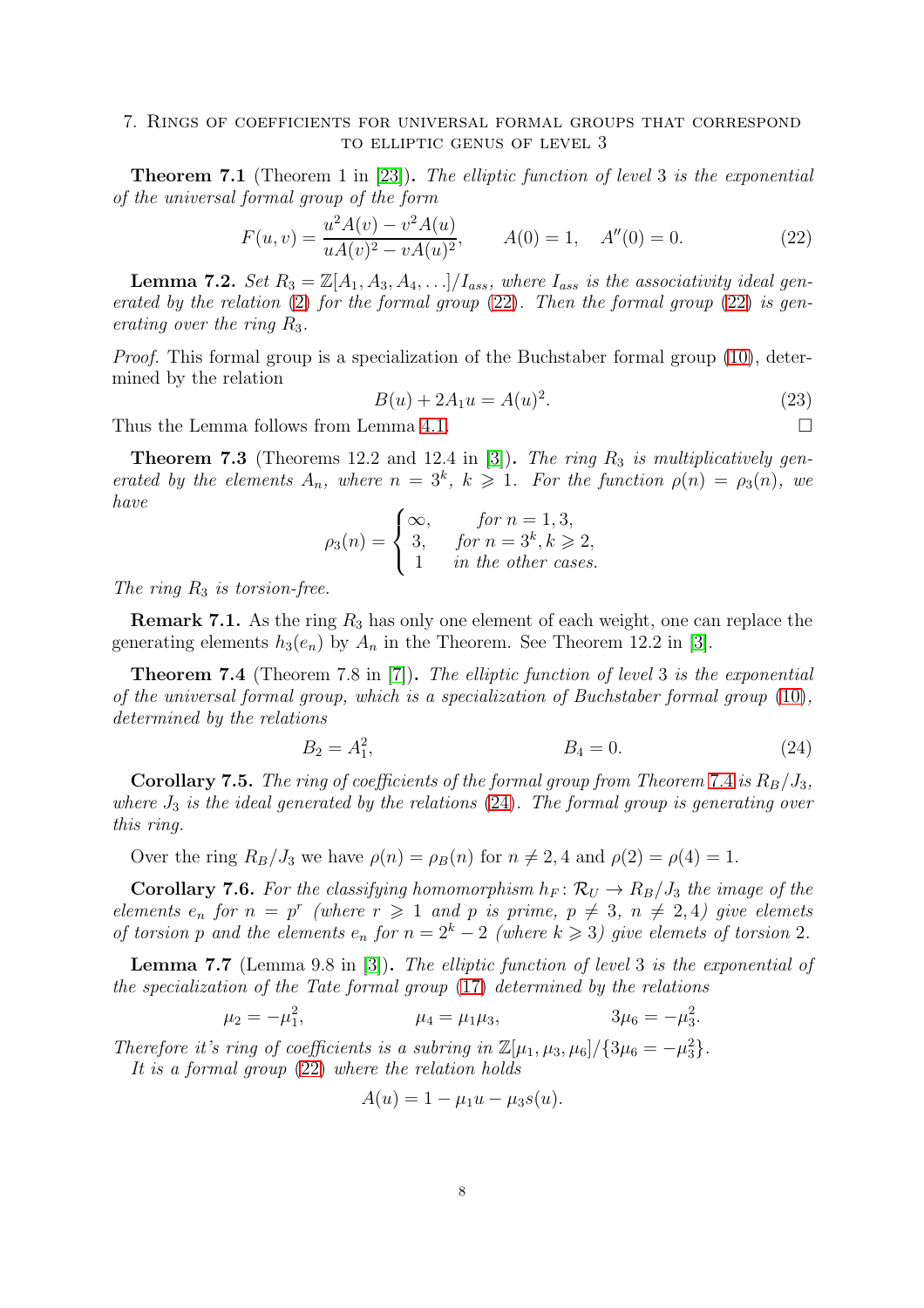## 7. Rings of coefficients for universal formal groups that correspond to elliptic genus of level 3

**Theorem 7.1** (Theorem 1 in [23]). *The elliptic function of level 3 is the exponential of the universal formal group of the form*

$$F(u,v) = \frac{u^2A(v) - v^2A(u)}{uA(v)^2 - vA(u)^2}, \qquad A(0) = 1, \quad A''(0) = 0. \tag{22}$$

**Lemma 7.2.** *Set $R_3 = \mathbb{Z}[A_1, A_3, A_4, \ldots]/I_{ass}$, where $I_{ass}$ is the associativity ideal generated by the relation (2) for the formal group (22). Then the formal group (22) is generating over the ring $R_3$.*

*Proof.* This formal group is a specialization of the Buchstaber formal group (10), determined by the relation

$$B(u) + 2A_1u = A(u)^2. \tag{23}$$

Thus the Lemma follows from Lemma 4.1. □

**Theorem 7.3** (Theorems 12.2 and 12.4 in [3]). *The ring $R_3$ is multiplicatively generated by the elements $A_n$, where $n = 3^k$, $k \geqslant 1$. For the function $\rho(n) = \rho_3(n)$, we have*

$$\rho_3(n) = \begin{cases} \infty, & \text{for } n = 1, 3, \\ 3, & \text{for } n = 3^k, k \geqslant 2, \\ 1 & \text{in the other cases.} \end{cases}$$

*The ring $R_3$ is torsion-free.*

**Remark 7.1.** As the ring $R_3$ has only one element of each weight, one can replace the generating elements $h_3(e_n)$ by $A_n$ in the Theorem. See Theorem 12.2 in [3].

**Theorem 7.4** (Theorem 7.8 in [7]). *The elliptic function of level 3 is the exponential of the universal formal group, which is a specialization of Buchstaber formal group (10), determined by the relations*

$$B_2 = A_1^2, \qquad\qquad B_4 = 0. \tag{24}$$

**Corollary 7.5.** *The ring of coefficients of the formal group from Theorem 7.4 is $R_B/J_3$, where $J_3$ is the ideal generated by the relations (24). The formal group is generating over this ring.*

Over the ring $R_B/J_3$ we have $\rho(n) = \rho_B(n)$ for $n \neq 2, 4$ and $\rho(2) = \rho(4) = 1$.

**Corollary 7.6.** *For the classifying homomorphism $h_F \colon \mathcal{R}_U \to R_B/J_3$ the image of the elements $e_n$ for $n = p^r$ (where $r \geqslant 1$ and $p$ is prime, $p \neq 3$, $n \neq 2, 4$) give elemets of torsion $p$ and the elements $e_n$ for $n = 2^k - 2$ (where $k \geqslant 3$) give elemets of torsion 2.*

**Lemma 7.7** (Lemma 9.8 in [3]). *The elliptic function of level 3 is the exponential of the specialization of the Tate formal group (17) determined by the relations*

$$\mu_2 = -\mu_1^2, \qquad\qquad \mu_4 = \mu_1\mu_3, \qquad\qquad 3\mu_6 = -\mu_3^2.$$

*Therefore it's ring of coefficients is a subring in $\mathbb{Z}[\mu_1, \mu_3, \mu_6]/\{3\mu_6 = -\mu_3^2\}$.*

*It is a formal group (22) where the relation holds*

$$A(u) = 1 - \mu_1 u - \mu_3 s(u).$$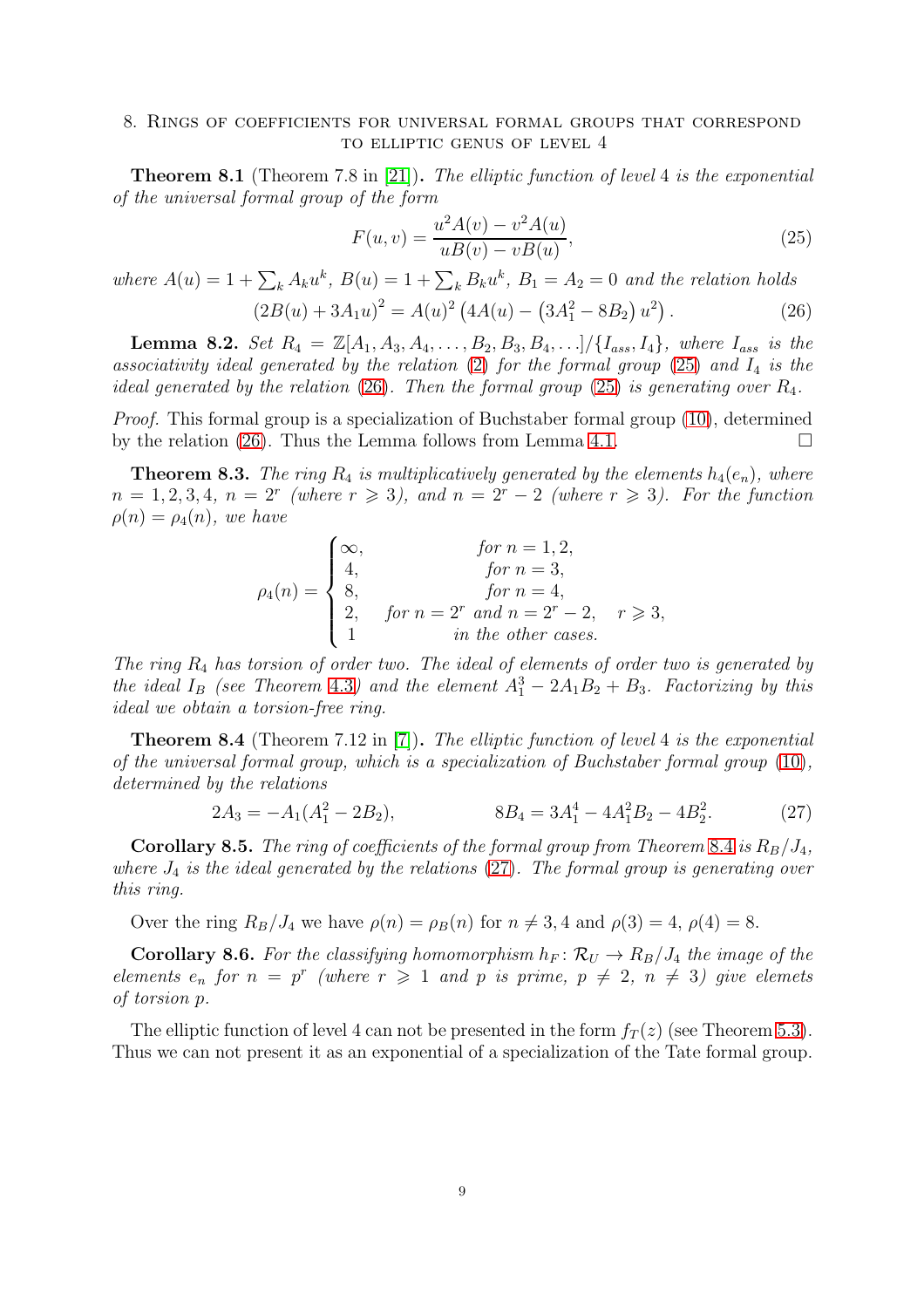## 8. Rings of coefficients for universal formal groups that correspond to elliptic genus of level 4

**Theorem 8.1** (Theorem 7.8 in [21]). *The elliptic function of level 4 is the exponential of the universal formal group of the form*

$$F(u,v) = \frac{u^2A(v) - v^2A(u)}{uB(v) - vB(u)}, \tag{25}$$

*where $A(u) = 1 + \sum_k A_k u^k$, $B(u) = 1 + \sum_k B_k u^k$, $B_1 = A_2 = 0$ and the relation holds*

$$\left(2B(u) + 3A_1 u\right)^2 = A(u)^2 \left(4A(u) - \left(3A_1^2 - 8B_2\right) u^2\right). \tag{26}$$

**Lemma 8.2.** *Set $R_4 = \mathbb{Z}[A_1, A_3, A_4, \ldots, B_2, B_3, B_4, \ldots]/\{I_{ass}, I_4\}$, where $I_{ass}$ is the associativity ideal generated by the relation (2) for the formal group (25) and $I_4$ is the ideal generated by the relation (26). Then the formal group (25) is generating over $R_4$.*

*Proof.* This formal group is a specialization of Buchstaber formal group (10), determined by the relation (26). Thus the Lemma follows from Lemma 4.1. □

**Theorem 8.3.** *The ring $R_4$ is multiplicatively generated by the elements $h_4(e_n)$, where $n = 1, 2, 3, 4$, $n = 2^r$ (where $r \geqslant 3$), and $n = 2^r - 2$ (where $r \geqslant 3$). For the function $\rho(n) = \rho_4(n)$, we have*

$$\rho_4(n) = \begin{cases} \infty, & \text{for } n = 1, 2, \\ 4, & \text{for } n = 3, \\ 8, & \text{for } n = 4, \\ 2, & \text{for } n = 2^r \text{ and } n = 2^r - 2, \quad r \geqslant 3, \\ 1 & \text{in the other cases.} \end{cases}$$

*The ring $R_4$ has torsion of order two. The ideal of elements of order two is generated by the ideal $I_B$ (see Theorem 4.3) and the element $A_1^3 - 2A_1B_2 + B_3$. Factorizing by this ideal we obtain a torsion-free ring.*

**Theorem 8.4** (Theorem 7.12 in [7]). *The elliptic function of level 4 is the exponential of the universal formal group, which is a specialization of Buchstaber formal group (10), determined by the relations*

$$2A_3 = -A_1(A_1^2 - 2B_2), \qquad\qquad 8B_4 = 3A_1^4 - 4A_1^2B_2 - 4B_2^2. \tag{27}$$

**Corollary 8.5.** *The ring of coefficients of the formal group from Theorem 8.4 is $R_B/J_4$, where $J_4$ is the ideal generated by the relations (27). The formal group is generating over this ring.*

Over the ring $R_B/J_4$ we have $\rho(n) = \rho_B(n)$ for $n \neq 3, 4$ and $\rho(3) = 4$, $\rho(4) = 8$.

**Corollary 8.6.** *For the classifying homomorphism $h_F\colon \mathcal{R}_U \to R_B/J_4$ the image of the elements $e_n$ for $n = p^r$ (where $r \geqslant 1$ and $p$ is prime, $p \neq 2$, $n \neq 3$) give elemets of torsion $p$.*

The elliptic function of level 4 can not be presented in the form $f_T(z)$ (see Theorem 5.3). Thus we can not present it as an exponential of a specialization of the Tate formal group.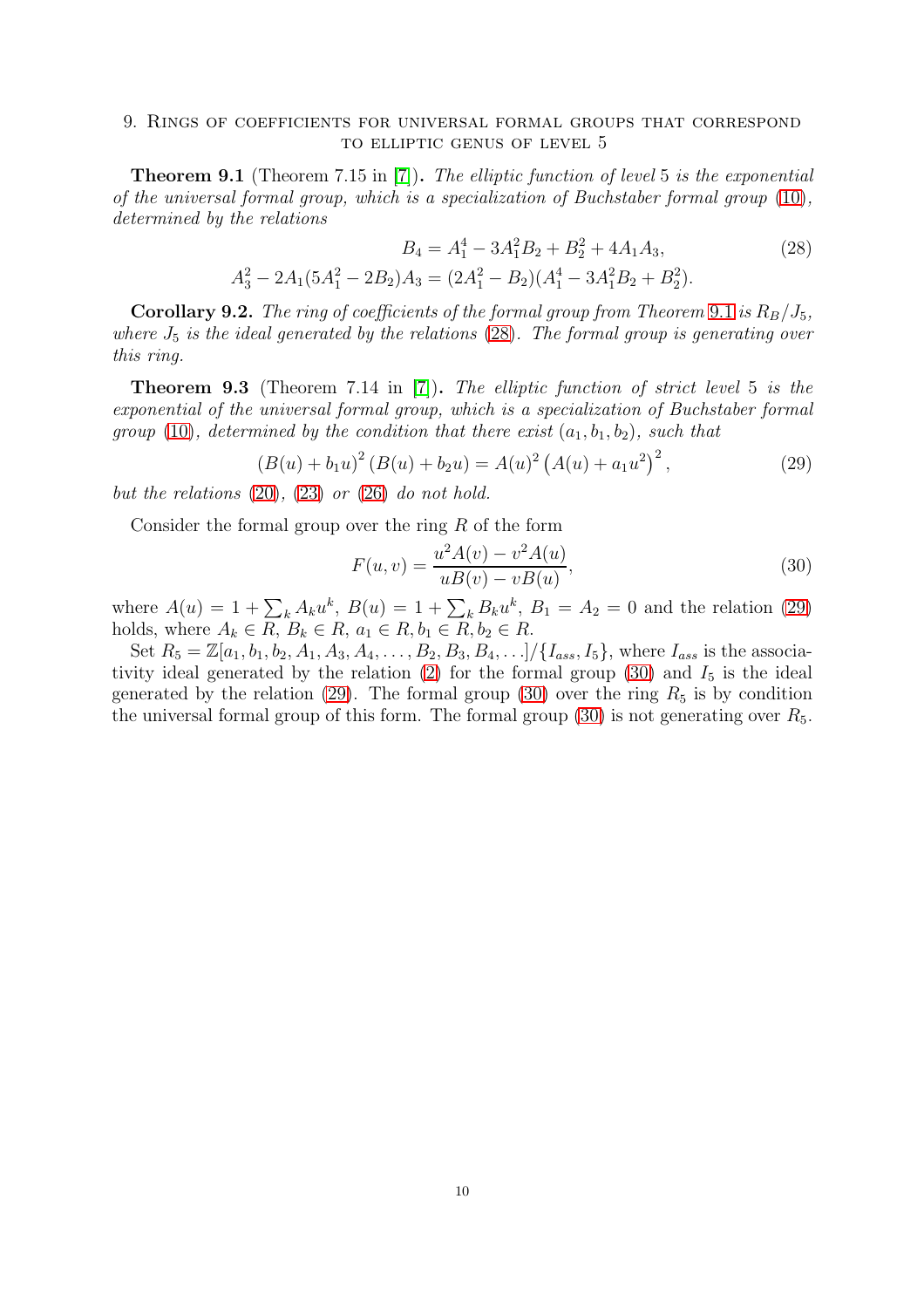## 9. Rings of coefficients for universal formal groups that correspond to elliptic genus of level 5

**Theorem 9.1** (Theorem 7.15 in [7]). *The elliptic function of level* 5 *is the exponential of the universal formal group, which is a specialization of Buchstaber formal group* (10)*, determined by the relations*

$$
\begin{aligned}
B_4 &= A_1^4 - 3A_1^2 B_2 + B_2^2 + 4A_1 A_3, \\
A_3^2 - 2A_1(5A_1^2 - 2B_2)A_3 &= (2A_1^2 - B_2)(A_1^4 - 3A_1^2 B_2 + B_2^2).
\end{aligned}
\tag{28}
$$

**Corollary 9.2.** *The ring of coefficients of the formal group from Theorem 9.1 is $R_B/J_5$, where $J_5$ is the ideal generated by the relations* (28)*. The formal group is generating over this ring.*

**Theorem 9.3** (Theorem 7.14 in [7]). *The elliptic function of strict level* 5 *is the exponential of the universal formal group, which is a specialization of Buchstaber formal group* (10)*, determined by the condition that there exist $(a_1, b_1, b_2)$, such that*

$$
\left(B(u) + b_1 u\right)^2 \left(B(u) + b_2 u\right) = A(u)^2 \left(A(u) + a_1 u^2\right)^2, \tag{29}
$$

*but the relations* (20)*,* (23) *or* (26) *do not hold.*

Consider the formal group over the ring $R$ of the form

$$
F(u, v) = \frac{u^2 A(v) - v^2 A(u)}{u B(v) - v B(u)}, \tag{30}
$$

where $A(u) = 1 + \sum_k A_k u^k$, $B(u) = 1 + \sum_k B_k u^k$, $B_1 = A_2 = 0$ and the relation (29) holds, where $A_k \in R$, $B_k \in R$, $a_1 \in R, b_1 \in R, b_2 \in R$.

Set $R_5 = \mathbb{Z}[a_1, b_1, b_2, A_1, A_3, A_4, \ldots, B_2, B_3, B_4, \ldots]/\{I_{ass}, I_5\}$, where $I_{ass}$ is the associativity ideal generated by the relation (2) for the formal group (30) and $I_5$ is the ideal generated by the relation (29). The formal group (30) over the ring $R_5$ is by condition the universal formal group of this form. The formal group (30) is not generating over $R_5$.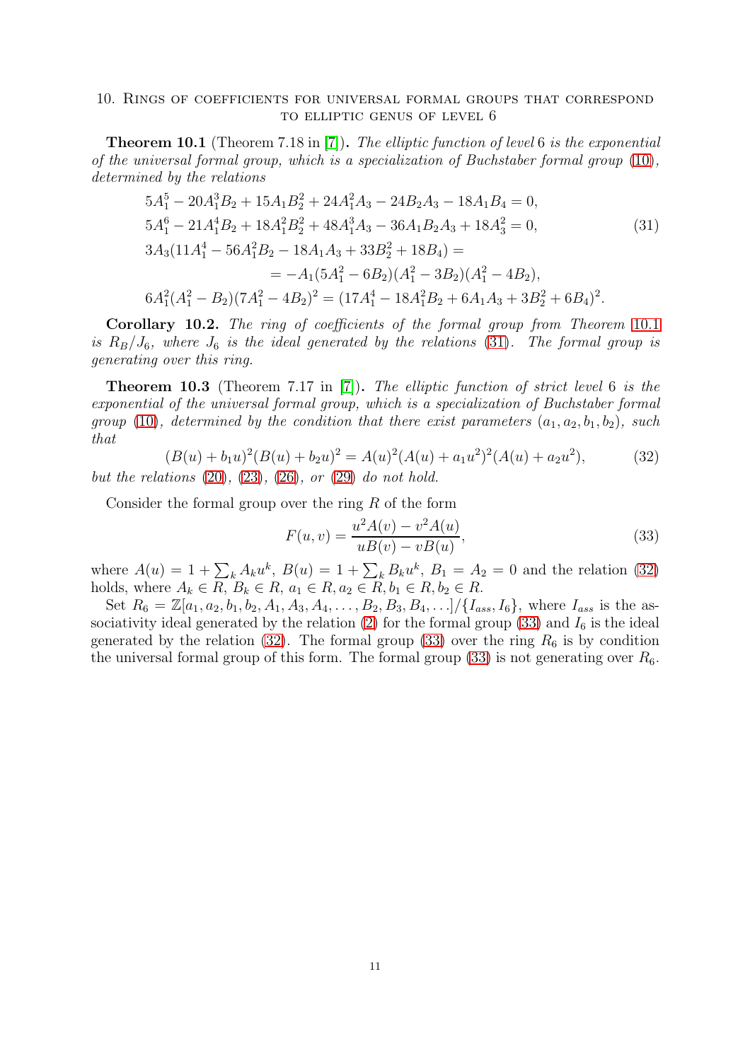## 10. Rings of coefficients for universal formal groups that correspond to elliptic genus of level 6

**Theorem 10.1** (Theorem 7.18 in [7]). *The elliptic function of level 6 is the exponential of the universal formal group, which is a specialization of Buchstaber formal group (10), determined by the relations*

$$
\begin{aligned}
&5A_1^5 - 20A_1^3B_2 + 15A_1B_2^2 + 24A_1^2A_3 - 24B_2A_3 - 18A_1B_4 = 0,\\
&5A_1^6 - 21A_1^4B_2 + 18A_1^2B_2^2 + 48A_1^3A_3 - 36A_1B_2A_3 + 18A_3^2 = 0,\\
&3A_3(11A_1^4 - 56A_1^2B_2 - 18A_1A_3 + 33B_2^2 + 18B_4) =\\
&\qquad\qquad = -A_1(5A_1^2 - 6B_2)(A_1^2 - 3B_2)(A_1^2 - 4B_2),\\
&6A_1^2(A_1^2 - B_2)(7A_1^2 - 4B_2)^2 = (17A_1^4 - 18A_1^2B_2 + 6A_1A_3 + 3B_2^2 + 6B_4)^2.
\end{aligned}
\tag{31}
$$

**Corollary 10.2.** *The ring of coefficients of the formal group from Theorem 10.1 is $R_B/J_6$, where $J_6$ is the ideal generated by the relations (31). The formal group is generating over this ring.*

**Theorem 10.3** (Theorem 7.17 in [7]). *The elliptic function of strict level 6 is the exponential of the universal formal group, which is a specialization of Buchstaber formal group (10), determined by the condition that there exist parameters $(a_1, a_2, b_1, b_2)$, such that*

$$
(B(u) + b_1u)^2(B(u) + b_2u)^2 = A(u)^2(A(u) + a_1u^2)^2(A(u) + a_2u^2), \tag{32}
$$

*but the relations (20), (23), (26), or (29) do not hold.*

Consider the formal group over the ring $R$ of the form

$$
F(u, v) = \frac{u^2A(v) - v^2A(u)}{uB(v) - vB(u)}, \tag{33}
$$

where $A(u) = 1 + \sum_k A_ku^k$, $B(u) = 1 + \sum_k B_ku^k$, $B_1 = A_2 = 0$ and the relation (32) holds, where $A_k \in R$, $B_k \in R$, $a_1 \in R, a_2 \in R, b_1 \in R, b_2 \in R$.

Set $R_6 = \mathbb{Z}[a_1, a_2, b_1, b_2, A_1, A_3, A_4, \ldots, B_2, B_3, B_4, \ldots]/\{I_{ass}, I_6\}$, where $I_{ass}$ is the associativity ideal generated by the relation (2) for the formal group (33) and $I_6$ is the ideal generated by the relation (32). The formal group (33) over the ring $R_6$ is by condition the universal formal group of this form. The formal group (33) is not generating over $R_6$.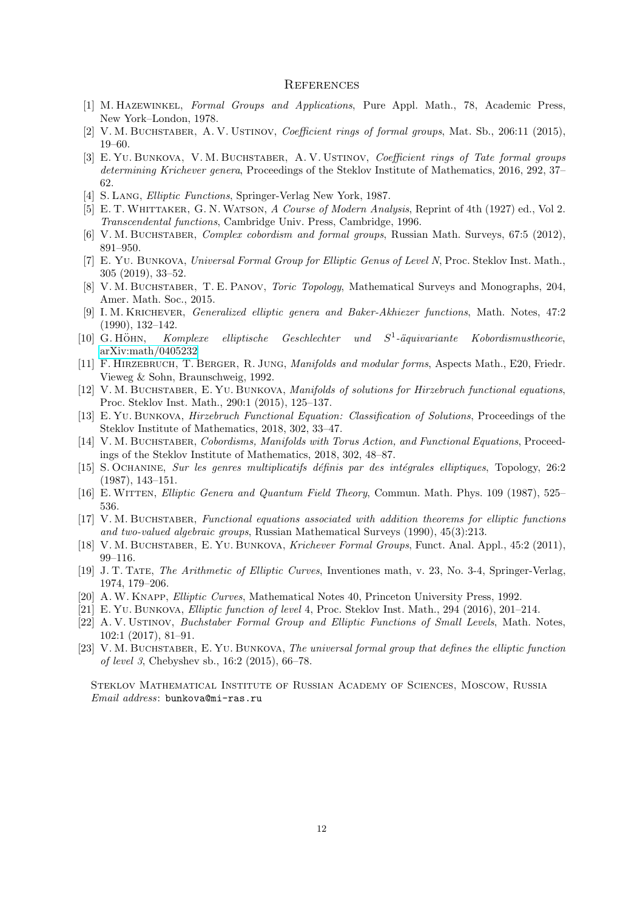## References

[1] M. Hazewinkel, *Formal Groups and Applications*, Pure Appl. Math., 78, Academic Press, New York–London, 1978.

[2] V. M. Buchstaber, A. V. Ustinov, *Coefficient rings of formal groups*, Mat. Sb., 206:11 (2015), 19–60.

[3] E. Yu. Bunkova, V. M. Buchstaber, A. V. Ustinov, *Coefficient rings of Tate formal groups determining Krichever genera*, Proceedings of the Steklov Institute of Mathematics, 2016, 292, 37–62.

[4] S. Lang, *Elliptic Functions*, Springer-Verlag New York, 1987.

[5] E. T. Whittaker, G. N. Watson, *A Course of Modern Analysis*, Reprint of 4th (1927) ed., Vol 2. *Transcendental functions*, Cambridge Univ. Press, Cambridge, 1996.

[6] V. M. Buchstaber, *Complex cobordism and formal groups*, Russian Math. Surveys, 67:5 (2012), 891–950.

[7] E. Yu. Bunkova, *Universal Formal Group for Elliptic Genus of Level N*, Proc. Steklov Inst. Math., 305 (2019), 33–52.

[8] V. M. Buchstaber, T. E. Panov, *Toric Topology*, Mathematical Surveys and Monographs, 204, Amer. Math. Soc., 2015.

[9] I. M. Krichever, *Generalized elliptic genera and Baker-Akhiezer functions*, Math. Notes, 47:2 (1990), 132–142.

[10] G. Höhn, *Komplexe elliptische Geschlechter und $S^1$-äquivariante Kobordismustheorie*, arXiv:math/0405232

[11] F. Hirzebruch, T. Berger, R. Jung, *Manifolds and modular forms*, Aspects Math., E20, Friedr. Vieweg & Sohn, Braunschweig, 1992.

[12] V. M. Buchstaber, E. Yu. Bunkova, *Manifolds of solutions for Hirzebruch functional equations*, Proc. Steklov Inst. Math., 290:1 (2015), 125–137.

[13] E. Yu. Bunkova, *Hirzebruch Functional Equation: Classification of Solutions*, Proceedings of the Steklov Institute of Mathematics, 2018, 302, 33–47.

[14] V. M. Buchstaber, *Cobordisms, Manifolds with Torus Action, and Functional Equations*, Proceedings of the Steklov Institute of Mathematics, 2018, 302, 48–87.

[15] S. Ochanine, *Sur les genres multiplicatifs définis par des intégrales elliptiques*, Topology, 26:2 (1987), 143–151.

[16] E. Witten, *Elliptic Genera and Quantum Field Theory*, Commun. Math. Phys. 109 (1987), 525–536.

[17] V. M. Buchstaber, *Functional equations associated with addition theorems for elliptic functions and two-valued algebraic groups*, Russian Mathematical Surveys (1990), 45(3):213.

[18] V. M. Buchstaber, E. Yu. Bunkova, *Krichever Formal Groups*, Funct. Anal. Appl., 45:2 (2011), 99–116.

[19] J. T. Tate, *The Arithmetic of Elliptic Curves*, Inventiones math, v. 23, No. 3-4, Springer-Verlag, 1974, 179–206.

[20] A. W. Knapp, *Elliptic Curves*, Mathematical Notes 40, Princeton University Press, 1992.

[21] E. Yu. Bunkova, *Elliptic function of level* 4, Proc. Steklov Inst. Math., 294 (2016), 201–214.

[22] A. V. Ustinov, *Buchstaber Formal Group and Elliptic Functions of Small Levels*, Math. Notes, 102:1 (2017), 81–91.

[23] V. M. Buchstaber, E. Yu. Bunkova, *The universal formal group that defines the elliptic function of level 3*, Chebyshev sb., 16:2 (2015), 66–78.

Steklov Mathematical Institute of Russian Academy of Sciences, Moscow, Russia
*Email address*: bunkova@mi-ras.ru